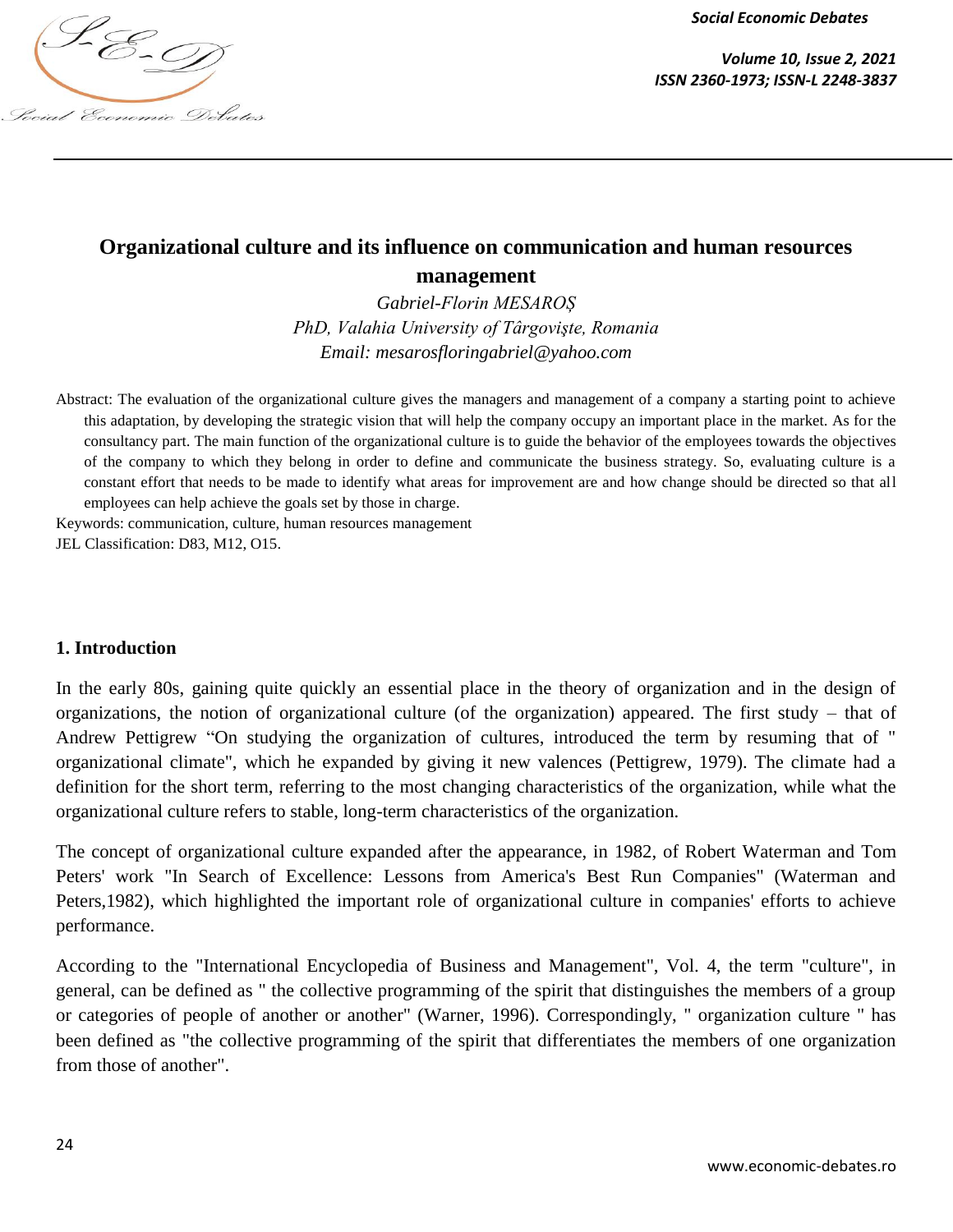# Organizational culture and its influence on communication and human resources management

*Gabriel-Florin MESAROȘ*
*PhD, Valahia University of Târgoviște, Romania*
*Email: mesarosfloringabriel@yahoo.com*

Abstract: The evaluation of the organizational culture gives the managers and management of a company a starting point to achieve this adaptation, by developing the strategic vision that will help the company occupy an important place in the market. As for the consultancy part. The main function of the organizational culture is to guide the behavior of the employees towards the objectives of the company to which they belong in order to define and communicate the business strategy. So, evaluating culture is a constant effort that needs to be made to identify what areas for improvement are and how change should be directed so that all employees can help achieve the goals set by those in charge.

Keywords: communication, culture, human resources management

JEL Classification: D83, M12, O15.

## 1. Introduction

In the early 80s, gaining quite quickly an essential place in the theory of organization and in the design of organizations, the notion of organizational culture (of the organization) appeared. The first study – that of Andrew Pettigrew "On studying the organization of cultures, introduced the term by resuming that of " organizational climate", which he expanded by giving it new valences (Pettigrew, 1979). The climate had a definition for the short term, referring to the most changing characteristics of the organization, while what the organizational culture refers to stable, long-term characteristics of the organization.

The concept of organizational culture expanded after the appearance, in 1982, of Robert Waterman and Tom Peters' work "In Search of Excellence: Lessons from America's Best Run Companies" (Waterman and Peters,1982), which highlighted the important role of organizational culture in companies' efforts to achieve performance.

According to the "International Encyclopedia of Business and Management", Vol. 4, the term "culture", in general, can be defined as " the collective programming of the spirit that distinguishes the members of a group or categories of people of another or another" (Warner, 1996). Correspondingly, " organization culture " has been defined as "the collective programming of the spirit that differentiates the members of one organization from those of another".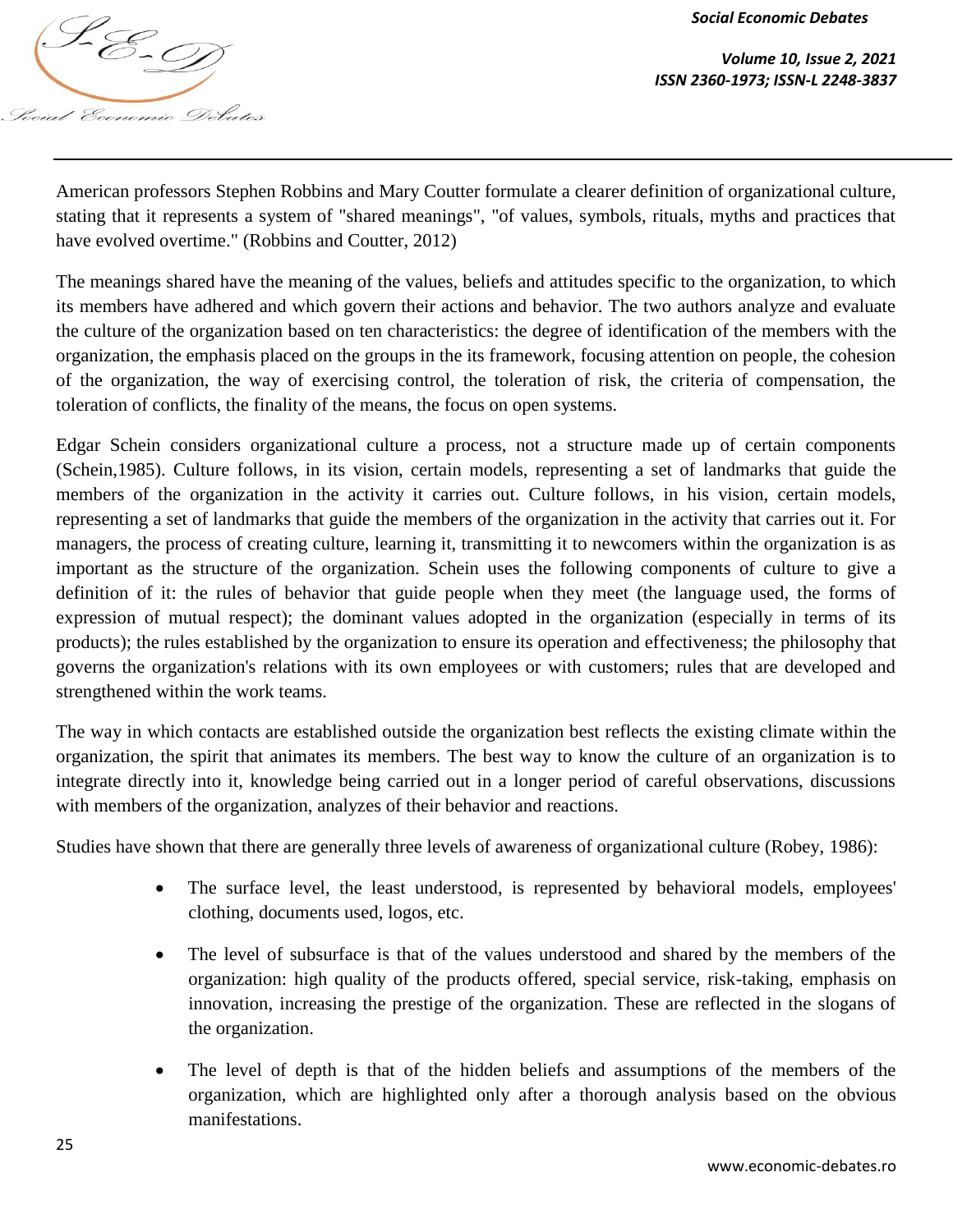American professors Stephen Robbins and Mary Coutter formulate a clearer definition of organizational culture, stating that it represents a system of "shared meanings", "of values, symbols, rituals, myths and practices that have evolved overtime." (Robbins and Coutter, 2012)

The meanings shared have the meaning of the values, beliefs and attitudes specific to the organization, to which its members have adhered and which govern their actions and behavior. The two authors analyze and evaluate the culture of the organization based on ten characteristics: the degree of identification of the members with the organization, the emphasis placed on the groups in the its framework, focusing attention on people, the cohesion of the organization, the way of exercising control, the toleration of risk, the criteria of compensation, the toleration of conflicts, the finality of the means, the focus on open systems.

Edgar Schein considers organizational culture a process, not a structure made up of certain components (Schein,1985). Culture follows, in its vision, certain models, representing a set of landmarks that guide the members of the organization in the activity it carries out. Culture follows, in his vision, certain models, representing a set of landmarks that guide the members of the organization in the activity that carries out it. For managers, the process of creating culture, learning it, transmitting it to newcomers within the organization is as important as the structure of the organization. Schein uses the following components of culture to give a definition of it: the rules of behavior that guide people when they meet (the language used, the forms of expression of mutual respect); the dominant values adopted in the organization (especially in terms of its products); the rules established by the organization to ensure its operation and effectiveness; the philosophy that governs the organization's relations with its own employees or with customers; rules that are developed and strengthened within the work teams.

The way in which contacts are established outside the organization best reflects the existing climate within the organization, the spirit that animates its members. The best way to know the culture of an organization is to integrate directly into it, knowledge being carried out in a longer period of careful observations, discussions with members of the organization, analyzes of their behavior and reactions.

Studies have shown that there are generally three levels of awareness of organizational culture (Robey, 1986):

- The surface level, the least understood, is represented by behavioral models, employees' clothing, documents used, logos, etc.
- The level of subsurface is that of the values understood and shared by the members of the organization: high quality of the products offered, special service, risk-taking, emphasis on innovation, increasing the prestige of the organization. These are reflected in the slogans of the organization.
- The level of depth is that of the hidden beliefs and assumptions of the members of the organization, which are highlighted only after a thorough analysis based on the obvious manifestations.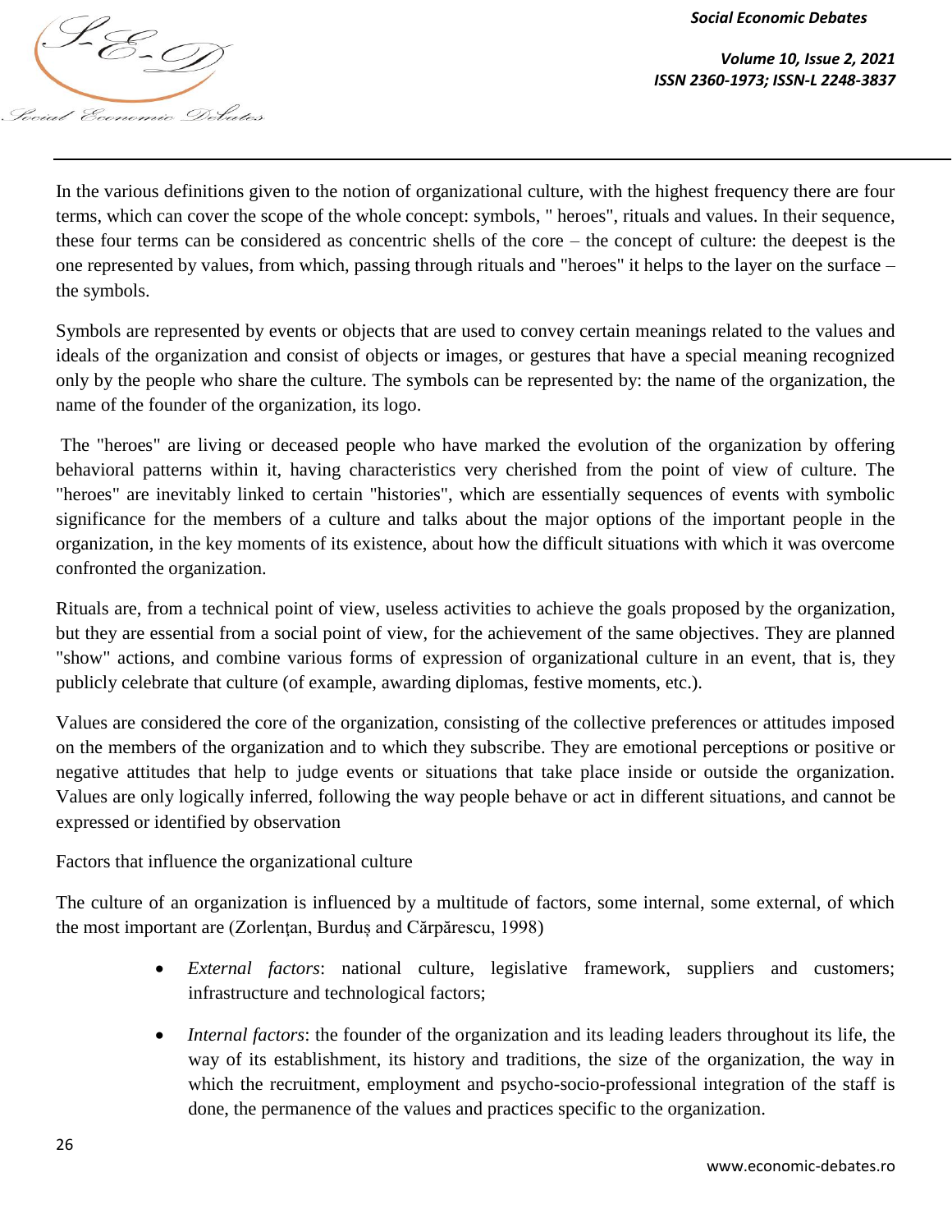In the various definitions given to the notion of organizational culture, with the highest frequency there are four terms, which can cover the scope of the whole concept: symbols, " heroes", rituals and values. In their sequence, these four terms can be considered as concentric shells of the core – the concept of culture: the deepest is the one represented by values, from which, passing through rituals and "heroes" it helps to the layer on the surface – the symbols.

Symbols are represented by events or objects that are used to convey certain meanings related to the values and ideals of the organization and consist of objects or images, or gestures that have a special meaning recognized only by the people who share the culture. The symbols can be represented by: the name of the organization, the name of the founder of the organization, its logo.

The "heroes" are living or deceased people who have marked the evolution of the organization by offering behavioral patterns within it, having characteristics very cherished from the point of view of culture. The "heroes" are inevitably linked to certain "histories", which are essentially sequences of events with symbolic significance for the members of a culture and talks about the major options of the important people in the organization, in the key moments of its existence, about how the difficult situations with which it was overcome confronted the organization.

Rituals are, from a technical point of view, useless activities to achieve the goals proposed by the organization, but they are essential from a social point of view, for the achievement of the same objectives. They are planned "show" actions, and combine various forms of expression of organizational culture in an event, that is, they publicly celebrate that culture (of example, awarding diplomas, festive moments, etc.).

Values are considered the core of the organization, consisting of the collective preferences or attitudes imposed on the members of the organization and to which they subscribe. They are emotional perceptions or positive or negative attitudes that help to judge events or situations that take place inside or outside the organization. Values are only logically inferred, following the way people behave or act in different situations, and cannot be expressed or identified by observation

Factors that influence the organizational culture

The culture of an organization is influenced by a multitude of factors, some internal, some external, of which the most important are (Zorlențan, Burduș and Cărpărescu, 1998)

- *External factors*: national culture, legislative framework, suppliers and customers; infrastructure and technological factors;
- *Internal factors*: the founder of the organization and its leading leaders throughout its life, the way of its establishment, its history and traditions, the size of the organization, the way in which the recruitment, employment and psycho-socio-professional integration of the staff is done, the permanence of the values and practices specific to the organization.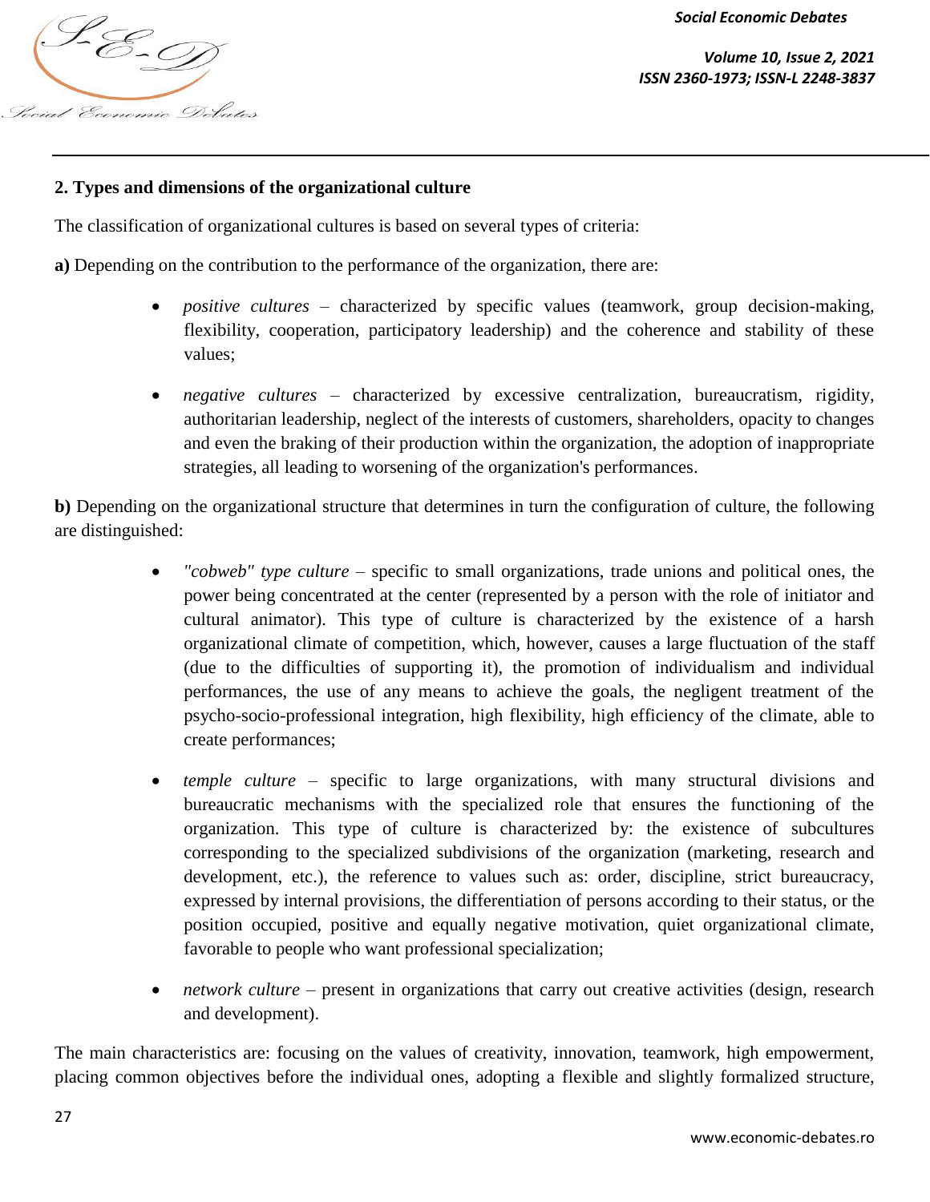## 2. Types and dimensions of the organizational culture

The classification of organizational cultures is based on several types of criteria:

**a)** Depending on the contribution to the performance of the organization, there are:

- *positive cultures* – characterized by specific values (teamwork, group decision-making, flexibility, cooperation, participatory leadership) and the coherence and stability of these values;
- *negative cultures* – characterized by excessive centralization, bureaucratism, rigidity, authoritarian leadership, neglect of the interests of customers, shareholders, opacity to changes and even the braking of their production within the organization, the adoption of inappropriate strategies, all leading to worsening of the organization's performances.

**b)** Depending on the organizational structure that determines in turn the configuration of culture, the following are distinguished:

- *"cobweb" type culture* – specific to small organizations, trade unions and political ones, the power being concentrated at the center (represented by a person with the role of initiator and cultural animator). This type of culture is characterized by the existence of a harsh organizational climate of competition, which, however, causes a large fluctuation of the staff (due to the difficulties of supporting it), the promotion of individualism and individual performances, the use of any means to achieve the goals, the negligent treatment of the psycho-socio-professional integration, high flexibility, high efficiency of the climate, able to create performances;
- *temple culture* – specific to large organizations, with many structural divisions and bureaucratic mechanisms with the specialized role that ensures the functioning of the organization. This type of culture is characterized by: the existence of subcultures corresponding to the specialized subdivisions of the organization (marketing, research and development, etc.), the reference to values such as: order, discipline, strict bureaucracy, expressed by internal provisions, the differentiation of persons according to their status, or the position occupied, positive and equally negative motivation, quiet organizational climate, favorable to people who want professional specialization;
- *network culture* – present in organizations that carry out creative activities (design, research and development).

The main characteristics are: focusing on the values of creativity, innovation, teamwork, high empowerment, placing common objectives before the individual ones, adopting a flexible and slightly formalized structure,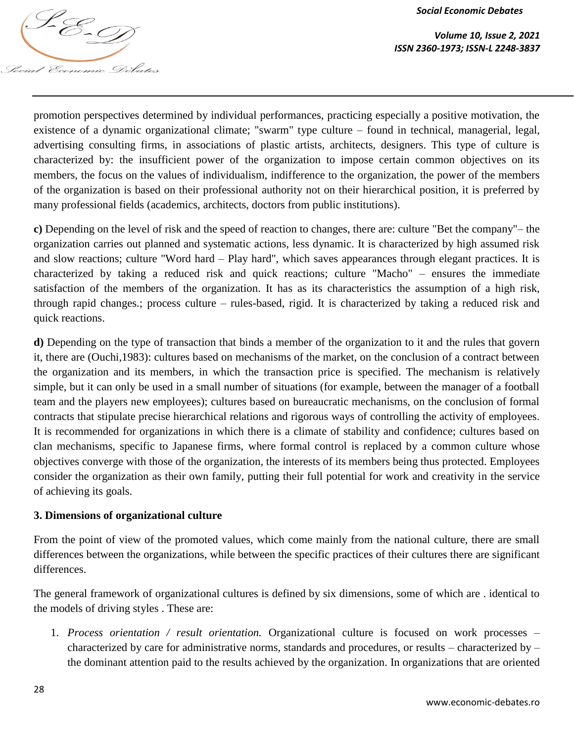promotion perspectives determined by individual performances, practicing especially a positive motivation, the existence of a dynamic organizational climate; "swarm" type culture – found in technical, managerial, legal, advertising consulting firms, in associations of plastic artists, architects, designers. This type of culture is characterized by: the insufficient power of the organization to impose certain common objectives on its members, the focus on the values of individualism, indifference to the organization, the power of the members of the organization is based on their professional authority not on their hierarchical position, it is preferred by many professional fields (academics, architects, doctors from public institutions).

**c)** Depending on the level of risk and the speed of reaction to changes, there are: culture "Bet the company"– the organization carries out planned and systematic actions, less dynamic. It is characterized by high assumed risk and slow reactions; culture "Word hard – Play hard", which saves appearances through elegant practices. It is characterized by taking a reduced risk and quick reactions; culture "Macho" – ensures the immediate satisfaction of the members of the organization. It has as its characteristics the assumption of a high risk, through rapid changes.; process culture – rules-based, rigid. It is characterized by taking a reduced risk and quick reactions.

**d)** Depending on the type of transaction that binds a member of the organization to it and the rules that govern it, there are (Ouchi,1983): cultures based on mechanisms of the market, on the conclusion of a contract between the organization and its members, in which the transaction price is specified. The mechanism is relatively simple, but it can only be used in a small number of situations (for example, between the manager of a football team and the players new employees); cultures based on bureaucratic mechanisms, on the conclusion of formal contracts that stipulate precise hierarchical relations and rigorous ways of controlling the activity of employees. It is recommended for organizations in which there is a climate of stability and confidence; cultures based on clan mechanisms, specific to Japanese firms, where formal control is replaced by a common culture whose objectives converge with those of the organization, the interests of its members being thus protected. Employees consider the organization as their own family, putting their full potential for work and creativity in the service of achieving its goals.

### 3. Dimensions of organizational culture

From the point of view of the promoted values, which come mainly from the national culture, there are small differences between the organizations, while between the specific practices of their cultures there are significant differences.

The general framework of organizational cultures is defined by six dimensions, some of which are . identical to the models of driving styles . These are:

1. *Process orientation / result orientation.* Organizational culture is focused on work processes – characterized by care for administrative norms, standards and procedures, or results – characterized by – the dominant attention paid to the results achieved by the organization. In organizations that are oriented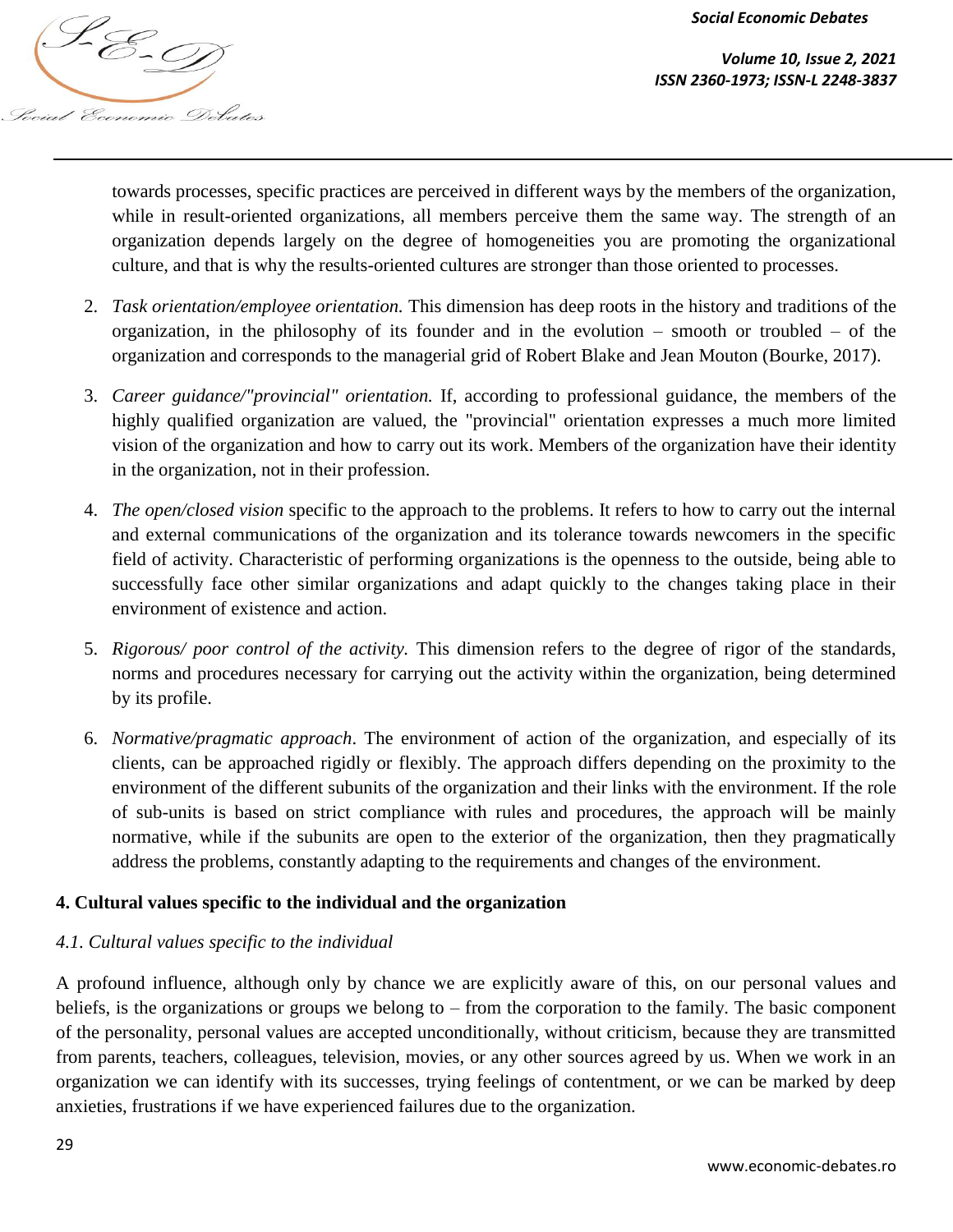towards processes, specific practices are perceived in different ways by the members of the organization, while in result-oriented organizations, all members perceive them the same way. The strength of an organization depends largely on the degree of homogeneities you are promoting the organizational culture, and that is why the results-oriented cultures are stronger than those oriented to processes.

2. *Task orientation/employee orientation.* This dimension has deep roots in the history and traditions of the organization, in the philosophy of its founder and in the evolution – smooth or troubled – of the organization and corresponds to the managerial grid of Robert Blake and Jean Mouton (Bourke, 2017).

3. *Career guidance/"provincial" orientation.* If, according to professional guidance, the members of the highly qualified organization are valued, the "provincial" orientation expresses a much more limited vision of the organization and how to carry out its work. Members of the organization have their identity in the organization, not in their profession.

4. *The open/closed vision* specific to the approach to the problems. It refers to how to carry out the internal and external communications of the organization and its tolerance towards newcomers in the specific field of activity. Characteristic of performing organizations is the openness to the outside, being able to successfully face other similar organizations and adapt quickly to the changes taking place in their environment of existence and action.

5. *Rigorous/ poor control of the activity.* This dimension refers to the degree of rigor of the standards, norms and procedures necessary for carrying out the activity within the organization, being determined by its profile.

6. *Normative/pragmatic approach*. The environment of action of the organization, and especially of its clients, can be approached rigidly or flexibly. The approach differs depending on the proximity to the environment of the different subunits of the organization and their links with the environment. If the role of sub-units is based on strict compliance with rules and procedures, the approach will be mainly normative, while if the subunits are open to the exterior of the organization, then they pragmatically address the problems, constantly adapting to the requirements and changes of the environment.

## 4. Cultural values specific to the individual and the organization

### *4.1. Cultural values specific to the individual*

A profound influence, although only by chance we are explicitly aware of this, on our personal values and beliefs, is the organizations or groups we belong to – from the corporation to the family. The basic component of the personality, personal values are accepted unconditionally, without criticism, because they are transmitted from parents, teachers, colleagues, television, movies, or any other sources agreed by us. When we work in an organization we can identify with its successes, trying feelings of contentment, or we can be marked by deep anxieties, frustrations if we have experienced failures due to the organization.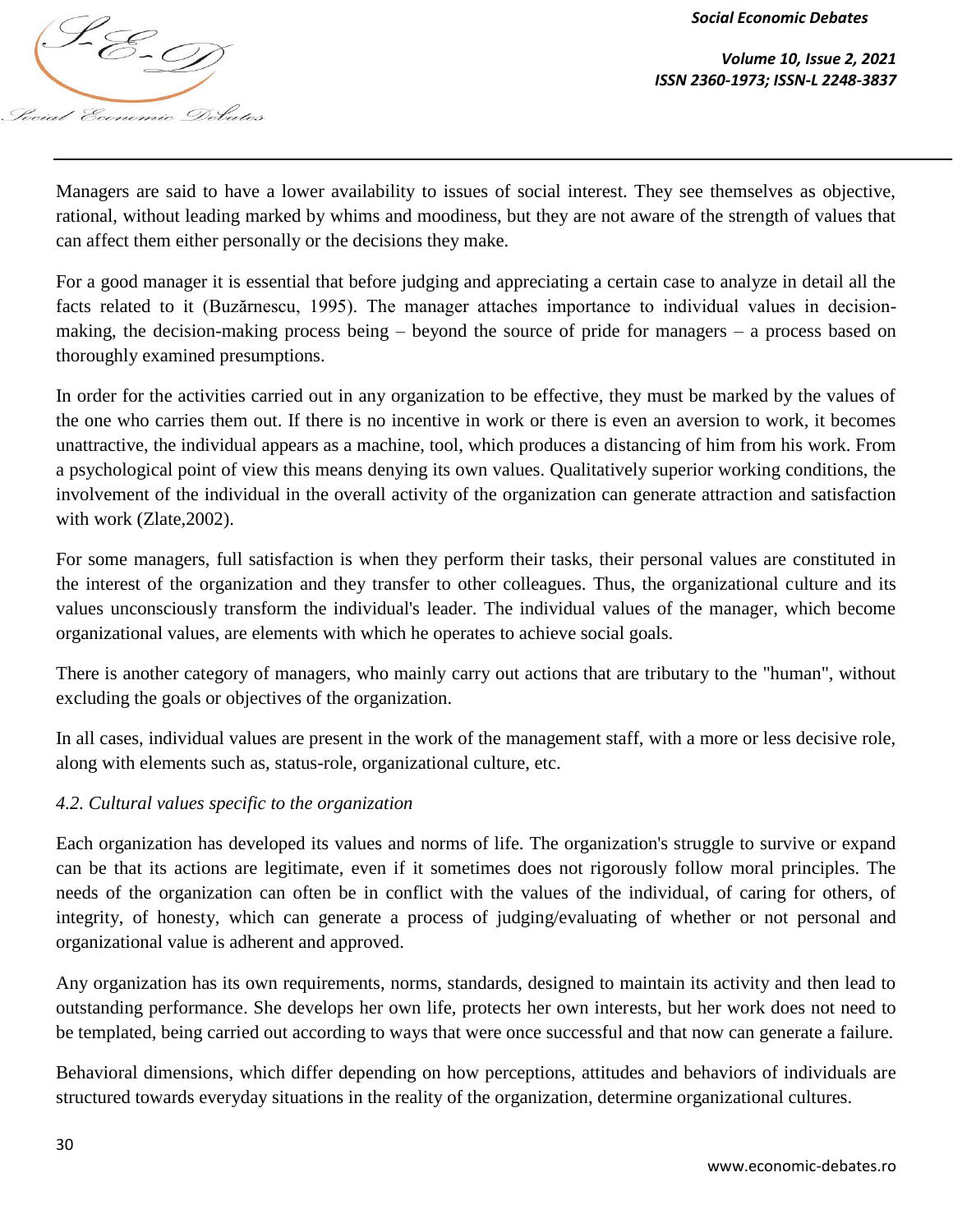Managers are said to have a lower availability to issues of social interest. They see themselves as objective, rational, without leading marked by whims and moodiness, but they are not aware of the strength of values that can affect them either personally or the decisions they make.

For a good manager it is essential that before judging and appreciating a certain case to analyze in detail all the facts related to it (Buzărnescu, 1995). The manager attaches importance to individual values in decision-making, the decision-making process being – beyond the source of pride for managers – a process based on thoroughly examined presumptions.

In order for the activities carried out in any organization to be effective, they must be marked by the values of the one who carries them out. If there is no incentive in work or there is even an aversion to work, it becomes unattractive, the individual appears as a machine, tool, which produces a distancing of him from his work. From a psychological point of view this means denying its own values. Qualitatively superior working conditions, the involvement of the individual in the overall activity of the organization can generate attraction and satisfaction with work (Zlate,2002).

For some managers, full satisfaction is when they perform their tasks, their personal values are constituted in the interest of the organization and they transfer to other colleagues. Thus, the organizational culture and its values unconsciously transform the individual's leader. The individual values of the manager, which become organizational values, are elements with which he operates to achieve social goals.

There is another category of managers, who mainly carry out actions that are tributary to the "human", without excluding the goals or objectives of the organization.

In all cases, individual values are present in the work of the management staff, with a more or less decisive role, along with elements such as, status-role, organizational culture, etc.

*4.2. Cultural values specific to the organization*

Each organization has developed its values and norms of life. The organization's struggle to survive or expand can be that its actions are legitimate, even if it sometimes does not rigorously follow moral principles. The needs of the organization can often be in conflict with the values of the individual, of caring for others, of integrity, of honesty, which can generate a process of judging/evaluating of whether or not personal and organizational value is adherent and approved.

Any organization has its own requirements, norms, standards, designed to maintain its activity and then lead to outstanding performance. She develops her own life, protects her own interests, but her work does not need to be templated, being carried out according to ways that were once successful and that now can generate a failure.

Behavioral dimensions, which differ depending on how perceptions, attitudes and behaviors of individuals are structured towards everyday situations in the reality of the organization, determine organizational cultures.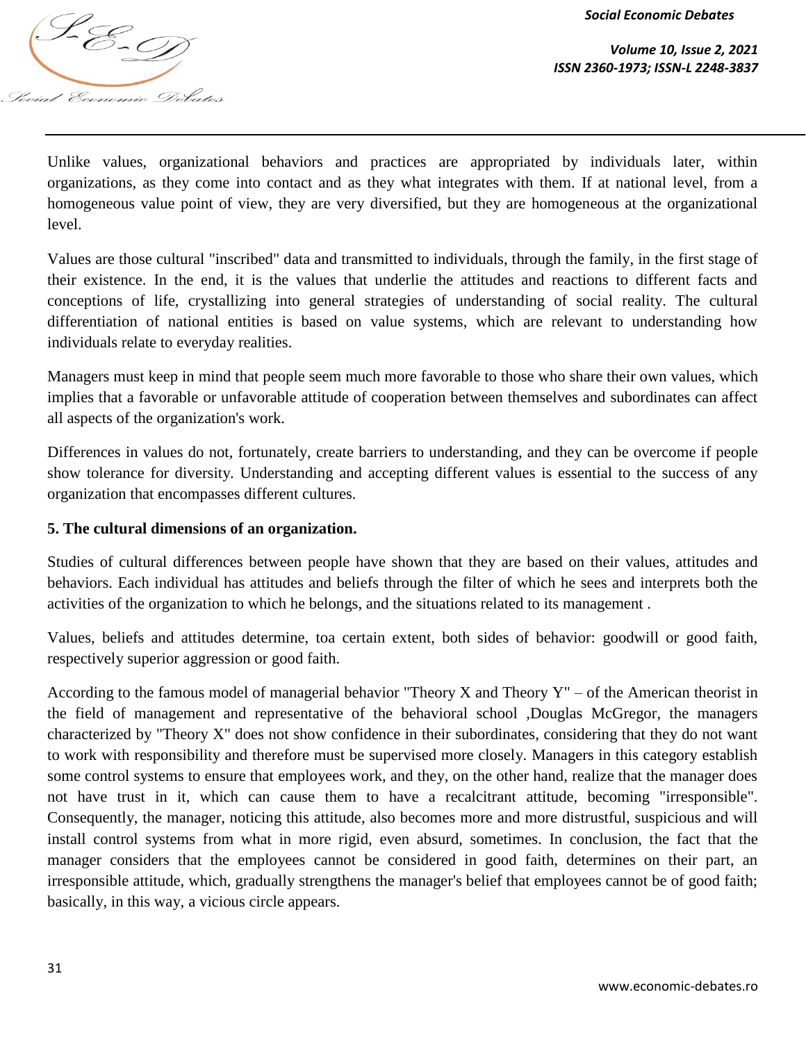Unlike values, organizational behaviors and practices are appropriated by individuals later, within organizations, as they come into contact and as they what integrates with them. If at national level, from a homogeneous value point of view, they are very diversified, but they are homogeneous at the organizational level.

Values are those cultural "inscribed" data and transmitted to individuals, through the family, in the first stage of their existence. In the end, it is the values that underlie the attitudes and reactions to different facts and conceptions of life, crystallizing into general strategies of understanding of social reality. The cultural differentiation of national entities is based on value systems, which are relevant to understanding how individuals relate to everyday realities.

Managers must keep in mind that people seem much more favorable to those who share their own values, which implies that a favorable or unfavorable attitude of cooperation between themselves and subordinates can affect all aspects of the organization's work.

Differences in values do not, fortunately, create barriers to understanding, and they can be overcome if people show tolerance for diversity. Understanding and accepting different values is essential to the success of any organization that encompasses different cultures.

## 5. The cultural dimensions of an organization.

Studies of cultural differences between people have shown that they are based on their values, attitudes and behaviors. Each individual has attitudes and beliefs through the filter of which he sees and interprets both the activities of the organization to which he belongs, and the situations related to its management .

Values, beliefs and attitudes determine, toa certain extent, both sides of behavior: goodwill or good faith, respectively superior aggression or good faith.

According to the famous model of managerial behavior "Theory X and Theory Y" – of the American theorist in the field of management and representative of the behavioral school ,Douglas McGregor, the managers characterized by "Theory X" does not show confidence in their subordinates, considering that they do not want to work with responsibility and therefore must be supervised more closely. Managers in this category establish some control systems to ensure that employees work, and they, on the other hand, realize that the manager does not have trust in it, which can cause them to have a recalcitrant attitude, becoming "irresponsible". Consequently, the manager, noticing this attitude, also becomes more and more distrustful, suspicious and will install control systems from what in more rigid, even absurd, sometimes. In conclusion, the fact that the manager considers that the employees cannot be considered in good faith, determines on their part, an irresponsible attitude, which, gradually strengthens the manager's belief that employees cannot be of good faith; basically, in this way, a vicious circle appears.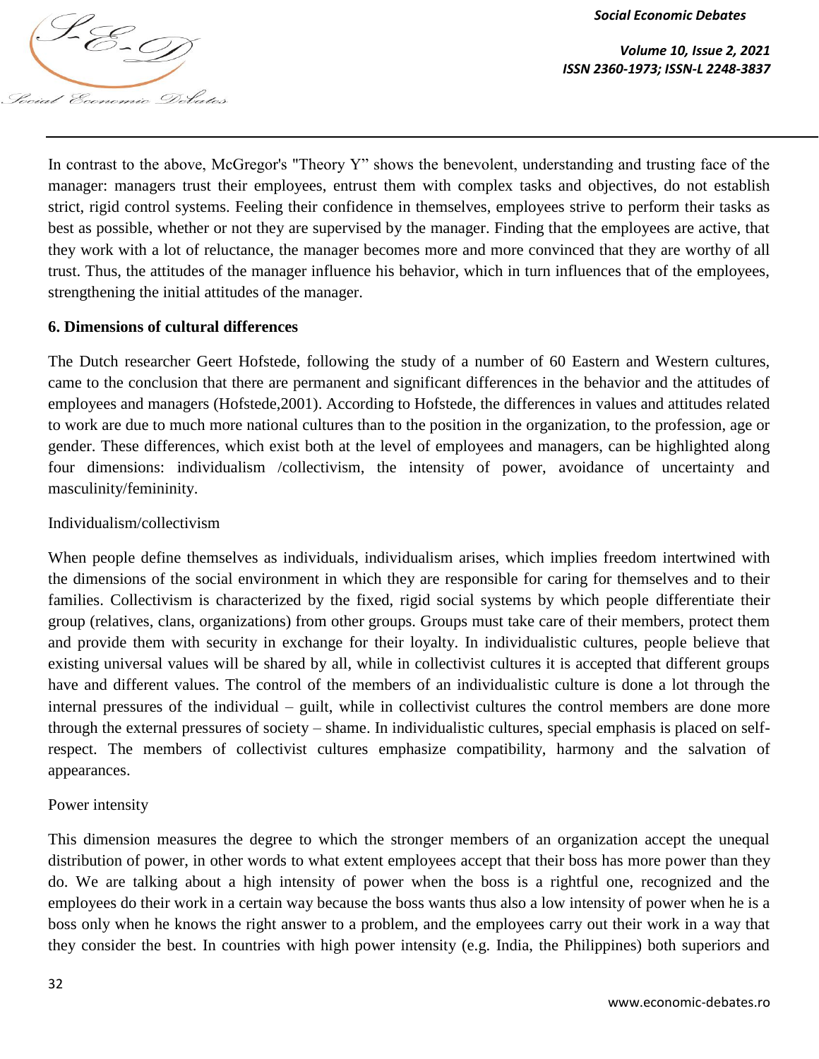In contrast to the above, McGregor's "Theory Y" shows the benevolent, understanding and trusting face of the manager: managers trust their employees, entrust them with complex tasks and objectives, do not establish strict, rigid control systems. Feeling their confidence in themselves, employees strive to perform their tasks as best as possible, whether or not they are supervised by the manager. Finding that the employees are active, that they work with a lot of reluctance, the manager becomes more and more convinced that they are worthy of all trust. Thus, the attitudes of the manager influence his behavior, which in turn influences that of the employees, strengthening the initial attitudes of the manager.

## 6. Dimensions of cultural differences

The Dutch researcher Geert Hofstede, following the study of a number of 60 Eastern and Western cultures, came to the conclusion that there are permanent and significant differences in the behavior and the attitudes of employees and managers (Hofstede,2001). According to Hofstede, the differences in values and attitudes related to work are due to much more national cultures than to the position in the organization, to the profession, age or gender. These differences, which exist both at the level of employees and managers, can be highlighted along four dimensions: individualism /collectivism, the intensity of power, avoidance of uncertainty and masculinity/femininity.

Individualism/collectivism

When people define themselves as individuals, individualism arises, which implies freedom intertwined with the dimensions of the social environment in which they are responsible for caring for themselves and to their families. Collectivism is characterized by the fixed, rigid social systems by which people differentiate their group (relatives, clans, organizations) from other groups. Groups must take care of their members, protect them and provide them with security in exchange for their loyalty. In individualistic cultures, people believe that existing universal values will be shared by all, while in collectivist cultures it is accepted that different groups have and different values. The control of the members of an individualistic culture is done a lot through the internal pressures of the individual – guilt, while in collectivist cultures the control members are done more through the external pressures of society – shame. In individualistic cultures, special emphasis is placed on self-respect. The members of collectivist cultures emphasize compatibility, harmony and the salvation of appearances.

Power intensity

This dimension measures the degree to which the stronger members of an organization accept the unequal distribution of power, in other words to what extent employees accept that their boss has more power than they do. We are talking about a high intensity of power when the boss is a rightful one, recognized and the employees do their work in a certain way because the boss wants thus also a low intensity of power when he is a boss only when he knows the right answer to a problem, and the employees carry out their work in a way that they consider the best. In countries with high power intensity (e.g. India, the Philippines) both superiors and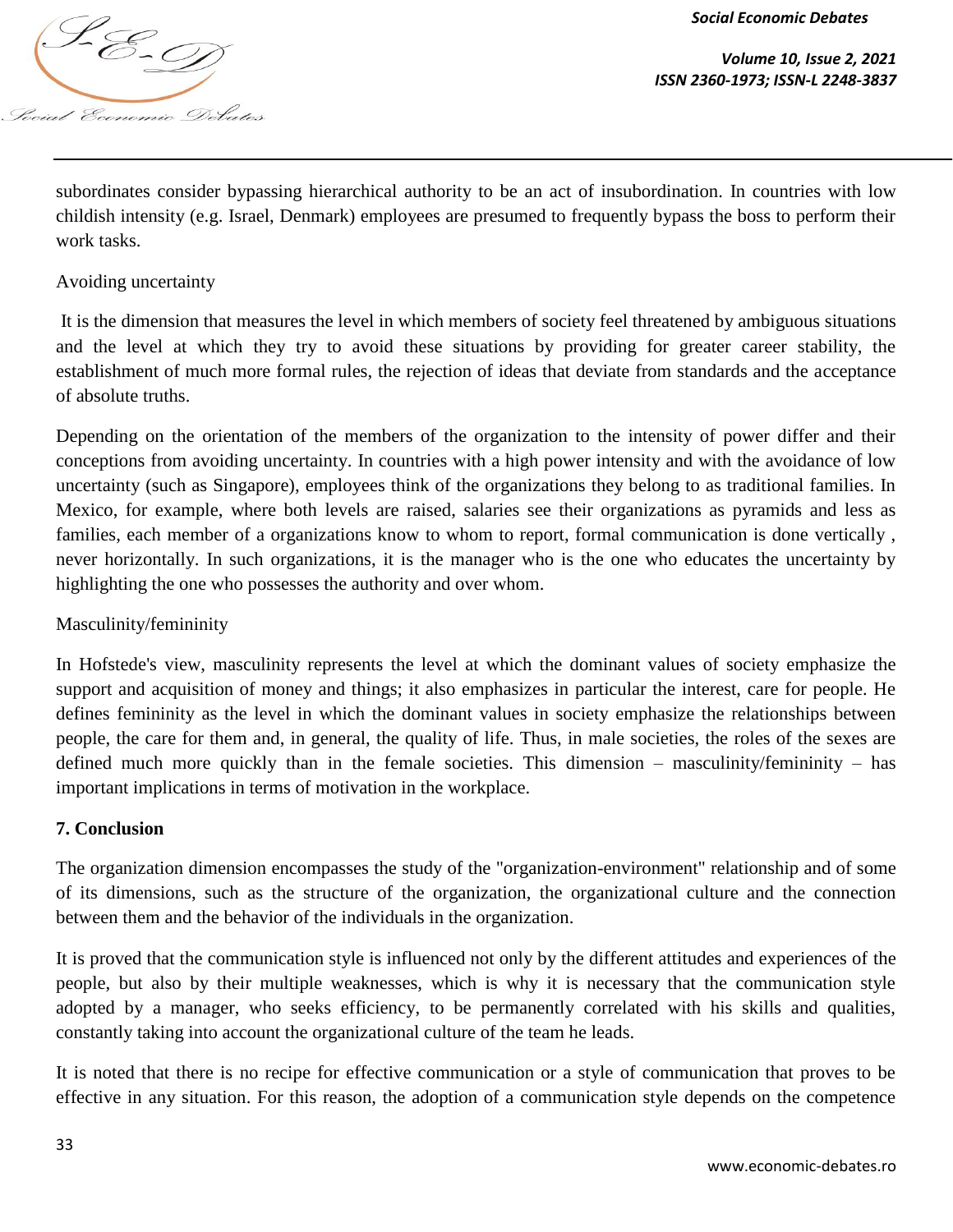subordinates consider bypassing hierarchical authority to be an act of insubordination. In countries with low childish intensity (e.g. Israel, Denmark) employees are presumed to frequently bypass the boss to perform their work tasks.

Avoiding uncertainty

It is the dimension that measures the level in which members of society feel threatened by ambiguous situations and the level at which they try to avoid these situations by providing for greater career stability, the establishment of much more formal rules, the rejection of ideas that deviate from standards and the acceptance of absolute truths.

Depending on the orientation of the members of the organization to the intensity of power differ and their conceptions from avoiding uncertainty. In countries with a high power intensity and with the avoidance of low uncertainty (such as Singapore), employees think of the organizations they belong to as traditional families. In Mexico, for example, where both levels are raised, salaries see their organizations as pyramids and less as families, each member of a organizations know to whom to report, formal communication is done vertically , never horizontally. In such organizations, it is the manager who is the one who educates the uncertainty by highlighting the one who possesses the authority and over whom.

Masculinity/femininity

In Hofstede's view, masculinity represents the level at which the dominant values of society emphasize the support and acquisition of money and things; it also emphasizes in particular the interest, care for people. He defines femininity as the level in which the dominant values in society emphasize the relationships between people, the care for them and, in general, the quality of life. Thus, in male societies, the roles of the sexes are defined much more quickly than in the female societies. This dimension – masculinity/femininity – has important implications in terms of motivation in the workplace.

## 7. Conclusion

The organization dimension encompasses the study of the "organization-environment" relationship and of some of its dimensions, such as the structure of the organization, the organizational culture and the connection between them and the behavior of the individuals in the organization.

It is proved that the communication style is influenced not only by the different attitudes and experiences of the people, but also by their multiple weaknesses, which is why it is necessary that the communication style adopted by a manager, who seeks efficiency, to be permanently correlated with his skills and qualities, constantly taking into account the organizational culture of the team he leads.

It is noted that there is no recipe for effective communication or a style of communication that proves to be effective in any situation. For this reason, the adoption of a communication style depends on the competence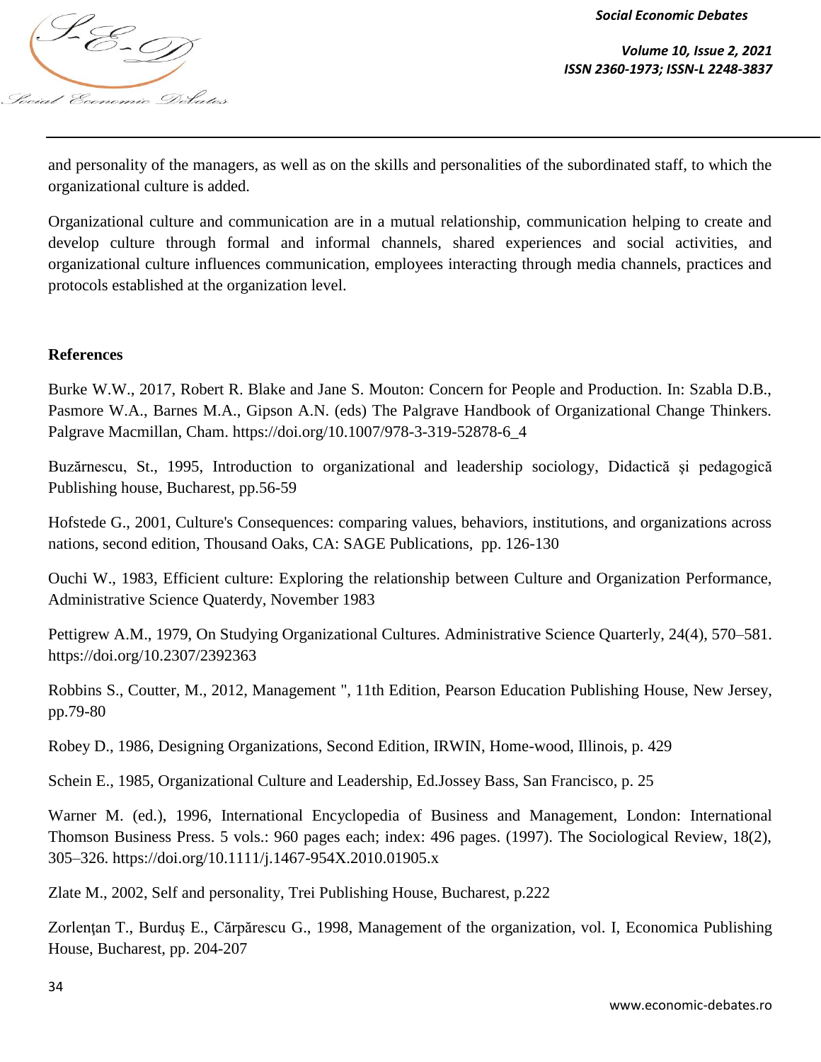and personality of the managers, as well as on the skills and personalities of the subordinated staff, to which the organizational culture is added.

Organizational culture and communication are in a mutual relationship, communication helping to create and develop culture through formal and informal channels, shared experiences and social activities, and organizational culture influences communication, employees interacting through media channels, practices and protocols established at the organization level.

**References**

Burke W.W., 2017, Robert R. Blake and Jane S. Mouton: Concern for People and Production. In: Szabla D.B., Pasmore W.A., Barnes M.A., Gipson A.N. (eds) The Palgrave Handbook of Organizational Change Thinkers. Palgrave Macmillan, Cham. https://doi.org/10.1007/978-3-319-52878-6_4

Buzărnescu, St., 1995, Introduction to organizational and leadership sociology, Didactică şi pedagogică Publishing house, Bucharest, pp.56-59

Hofstede G., 2001, Culture's Consequences: comparing values, behaviors, institutions, and organizations across nations, second edition, Thousand Oaks, CA: SAGE Publications, pp. 126-130

Ouchi W., 1983, Efficient culture: Exploring the relationship between Culture and Organization Performance, Administrative Science Quaterdy, November 1983

Pettigrew A.M., 1979, On Studying Organizational Cultures. Administrative Science Quarterly, 24(4), 570–581. https://doi.org/10.2307/2392363

Robbins S., Coutter, M., 2012, Management ", 11th Edition, Pearson Education Publishing House, New Jersey, pp.79-80

Robey D., 1986, Designing Organizations, Second Edition, IRWIN, Home-wood, Illinois, p. 429

Schein E., 1985, Organizational Culture and Leadership, Ed.Jossey Bass, San Francisco, p. 25

Warner M. (ed.), 1996, International Encyclopedia of Business and Management, London: International Thomson Business Press. 5 vols.: 960 pages each; index: 496 pages. (1997). The Sociological Review, 18(2), 305–326. https://doi.org/10.1111/j.1467-954X.2010.01905.x

Zlate M., 2002, Self and personality, Trei Publishing House, Bucharest, p.222

Zorlenţan T., Burduş E., Cărpărescu G., 1998, Management of the organization, vol. I, Economica Publishing House, Bucharest, pp. 204-207